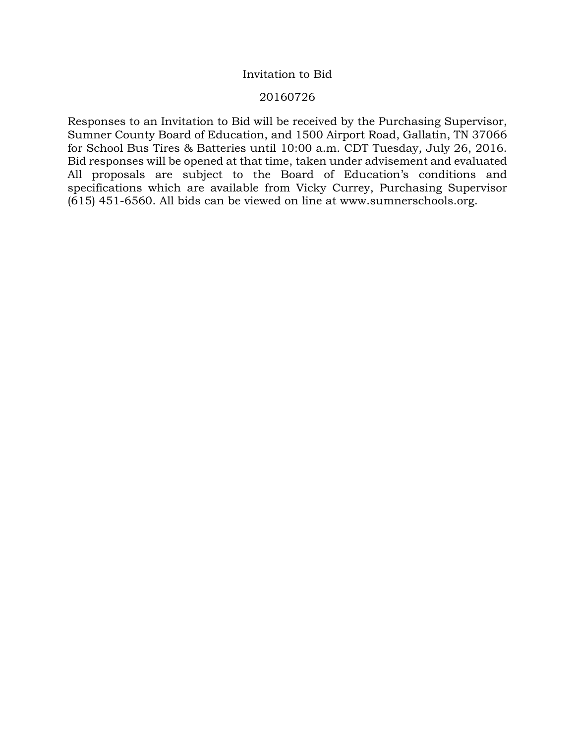# Invitation to Bid

## 20160726

Responses to an Invitation to Bid will be received by the Purchasing Supervisor, Sumner County Board of Education, and 1500 Airport Road, Gallatin, TN 37066 for School Bus Tires & Batteries until 10:00 a.m. CDT Tuesday, July 26, 2016. Bid responses will be opened at that time, taken under advisement and evaluated All proposals are subject to the Board of Education's conditions and specifications which are available from Vicky Currey, Purchasing Supervisor (615) 451-6560. All bids can be viewed on line at www.sumnerschools.org.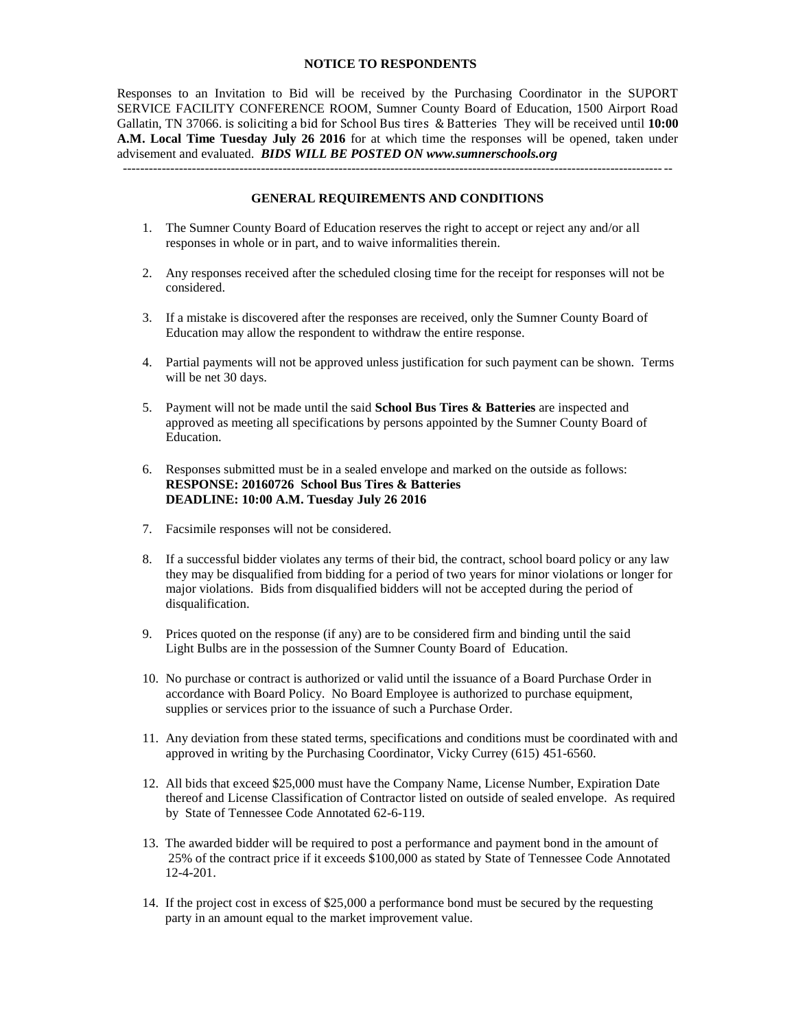**NOTICE TO RESPONDENTS**

Responses to an Invitation to Bid will be received by the Purchasing Coordinator in the SUPORT SERVICE FACILITY CONFERENCE ROOM, Sumner County Board of Education, 1500 Airport Road Gallatin, TN 37066. is soliciting a bid for School Bus tires & Batteries They will be received until **10:00 A.M. Local Time Tuesday July 26 2016** for at which time the responses will be opened, taken under advisement and evaluated. ***BIDS WILL BE POSTED ON www.sumnerschools.org***

---

**GENERAL REQUIREMENTS AND CONDITIONS**

1. The Sumner County Board of Education reserves the right to accept or reject any and/or all responses in whole or in part, and to waive informalities therein.

2. Any responses received after the scheduled closing time for the receipt for responses will not be considered.

3. If a mistake is discovered after the responses are received, only the Sumner County Board of Education may allow the respondent to withdraw the entire response.

4. Partial payments will not be approved unless justification for such payment can be shown. Terms will be net 30 days.

5. Payment will not be made until the said **School Bus Tires & Batteries** are inspected and approved as meeting all specifications by persons appointed by the Sumner County Board of Education.

6. Responses submitted must be in a sealed envelope and marked on the outside as follows:
   **RESPONSE: 20160726 School Bus Tires & Batteries**
   **DEADLINE: 10:00 A.M. Tuesday July 26 2016**

7. Facsimile responses will not be considered.

8. If a successful bidder violates any terms of their bid, the contract, school board policy or any law they may be disqualified from bidding for a period of two years for minor violations or longer for major violations. Bids from disqualified bidders will not be accepted during the period of disqualification.

9. Prices quoted on the response (if any) are to be considered firm and binding until the said Light Bulbs are in the possession of the Sumner County Board of Education.

10. No purchase or contract is authorized or valid until the issuance of a Board Purchase Order in accordance with Board Policy. No Board Employee is authorized to purchase equipment, supplies or services prior to the issuance of such a Purchase Order.

11. Any deviation from these stated terms, specifications and conditions must be coordinated with and approved in writing by the Purchasing Coordinator, Vicky Currey (615) 451-6560.

12. All bids that exceed $25,000 must have the Company Name, License Number, Expiration Date thereof and License Classification of Contractor listed on outside of sealed envelope. As required by State of Tennessee Code Annotated 62-6-119.

13. The awarded bidder will be required to post a performance and payment bond in the amount of 25% of the contract price if it exceeds $100,000 as stated by State of Tennessee Code Annotated 12-4-201.

14. If the project cost in excess of $25,000 a performance bond must be secured by the requesting party in an amount equal to the market improvement value.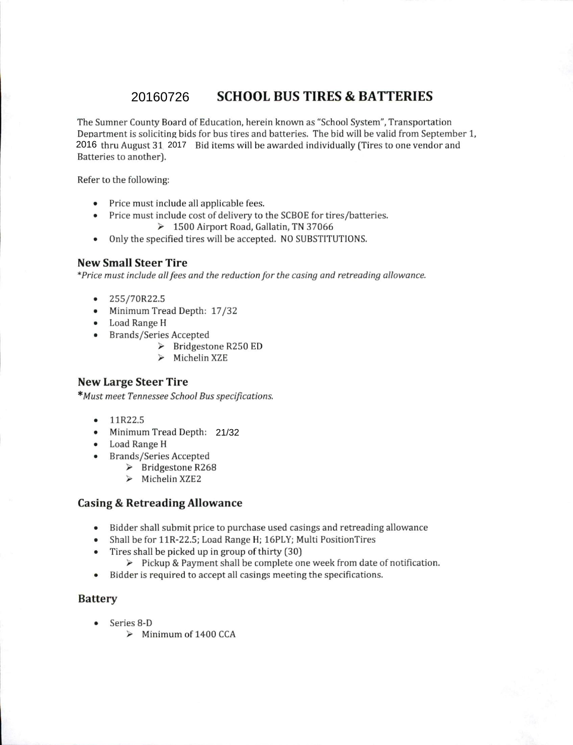# 20160726 SCHOOL BUS TIRES & BATTERIES

The Sumner County Board of Education, herein known as "School System", Transportation Department is soliciting bids for bus tires and batteries. The bid will be valid from September 1, 2016 thru August 31 2017 Bid items will be awarded individually (Tires to one vendor and Batteries to another).

Refer to the following:

- Price must include all applicable fees.
- Price must include cost of delivery to the SCBOE for tires/batteries.
  - 1500 Airport Road, Gallatin, TN 37066
- Only the specified tires will be accepted. NO SUBSTITUTIONS.

## New Small Steer Tire

**\****Price must include all fees and the reduction for the casing and retreading allowance.*

- 255/70R22.5
- Minimum Tread Depth: 17/32
- Load Range H
- Brands/Series Accepted
  - Bridgestone R250 ED
  - Michelin XZE

## New Large Steer Tire

**\****Must meet Tennessee School Bus specifications.*

- 11R22.5
- Minimum Tread Depth: 21/32
- Load Range H
- Brands/Series Accepted
  - Bridgestone R268
  - Michelin XZE2

## Casing & Retreading Allowance

- Bidder shall submit price to purchase used casings and retreading allowance
- Shall be for 11R-22.5; Load Range H; 16PLY; Multi PositionTires
- Tires shall be picked up in group of thirty (30)
  - Pickup & Payment shall be complete one week from date of notification.
- Bidder is required to accept all casings meeting the specifications.

## Battery

- Series 8-D
  - Minimum of 1400 CCA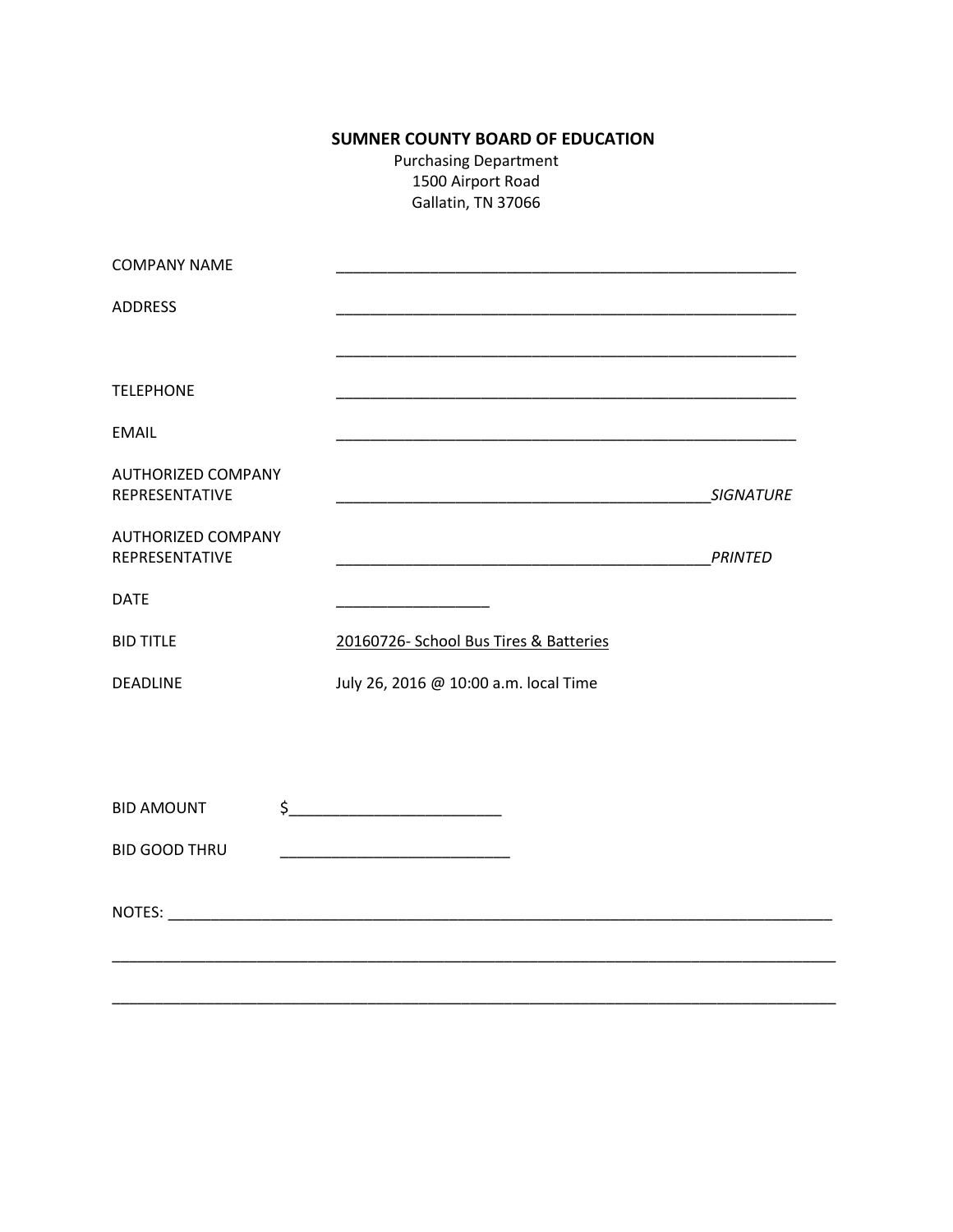**SUMNER COUNTY BOARD OF EDUCATION**

Purchasing Department
1500 Airport Road
Gallatin, TN 37066

COMPANY NAME ________________________________________________________

ADDRESS ________________________________________________________

________________________________________________________

TELEPHONE ________________________________________________________

EMAIL ________________________________________________________

AUTHORIZED COMPANY REPRESENTATIVE ____________________________________________ *SIGNATURE*

AUTHORIZED COMPANY REPRESENTATIVE ____________________________________________ *PRINTED*

DATE __________________

BID TITLE 20160726- School Bus Tires & Batteries

DEADLINE July 26, 2016 @ 10:00 a.m. local Time

BID AMOUNT $________________________

BID GOOD THRU __________________________

NOTES: ______________________________________________________________________________

_____________________________________________________________________________________

_____________________________________________________________________________________